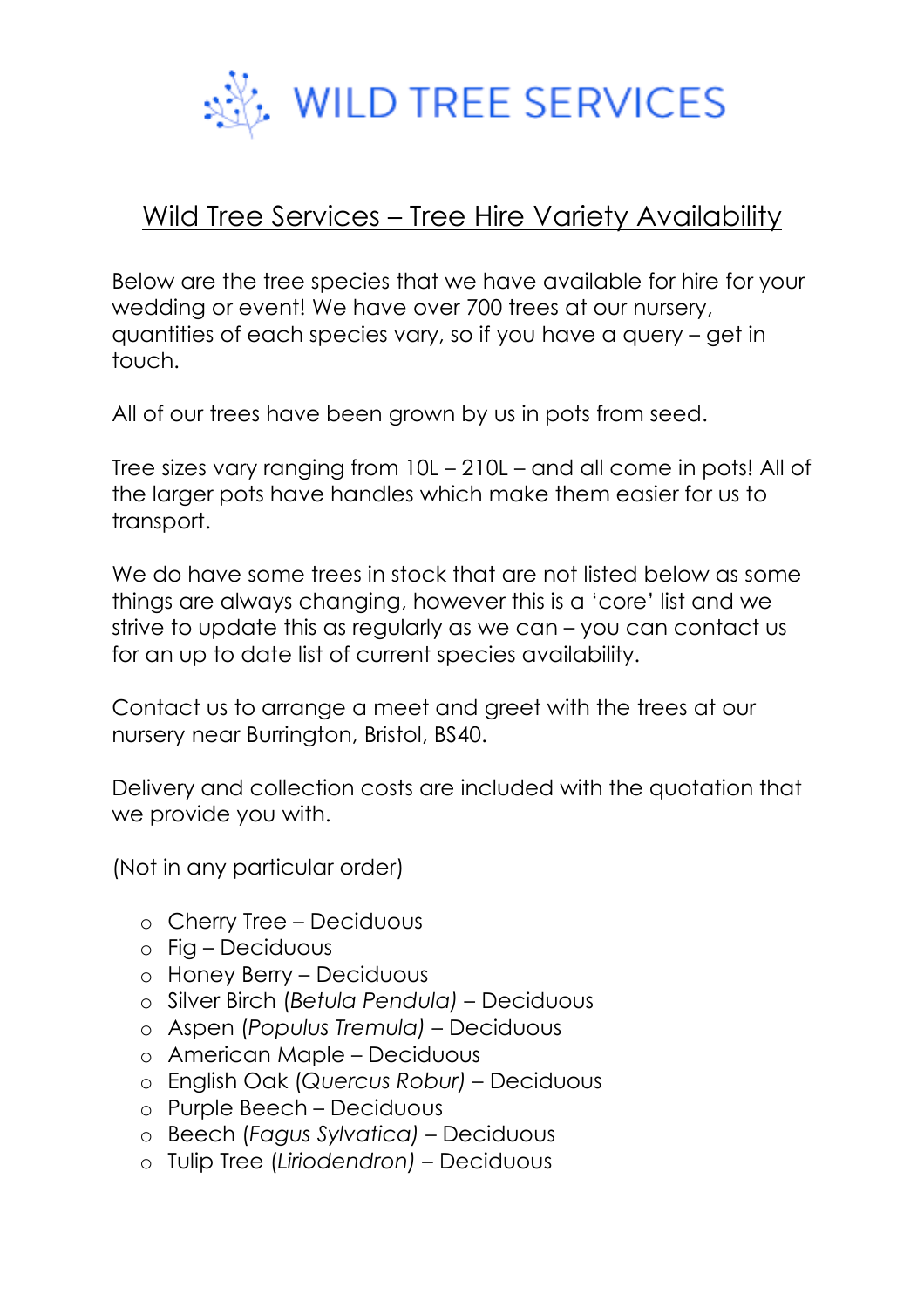# WILD TREE SERVICES

## Wild Tree Services – Tree Hire Variety Availability

Below are the tree species that we have available for hire for your wedding or event! We have over 700 trees at our nursery, quantities of each species vary, so if you have a query – get in touch.

All of our trees have been grown by us in pots from seed.

Tree sizes vary ranging from 10L – 210L – and all come in pots! All of the larger pots have handles which make them easier for us to transport.

We do have some trees in stock that are not listed below as some things are always changing, however this is a 'core' list and we strive to update this as regularly as we can – you can contact us for an up to date list of current species availability.

Contact us to arrange a meet and greet with the trees at our nursery near Burrington, Bristol, BS40.

Delivery and collection costs are included with the quotation that we provide you with.

(Not in any particular order)

- Cherry Tree – Deciduous
- Fig – Deciduous
- Honey Berry – Deciduous
- Silver Birch (*Betula Pendula)* – Deciduous
- Aspen (*Populus Tremula)* – Deciduous
- American Maple – Deciduous
- English Oak (*Quercus Robur)* – Deciduous
- Purple Beech – Deciduous
- Beech (*Fagus Sylvatica)* – Deciduous
- Tulip Tree (*Liriodendron)* – Deciduous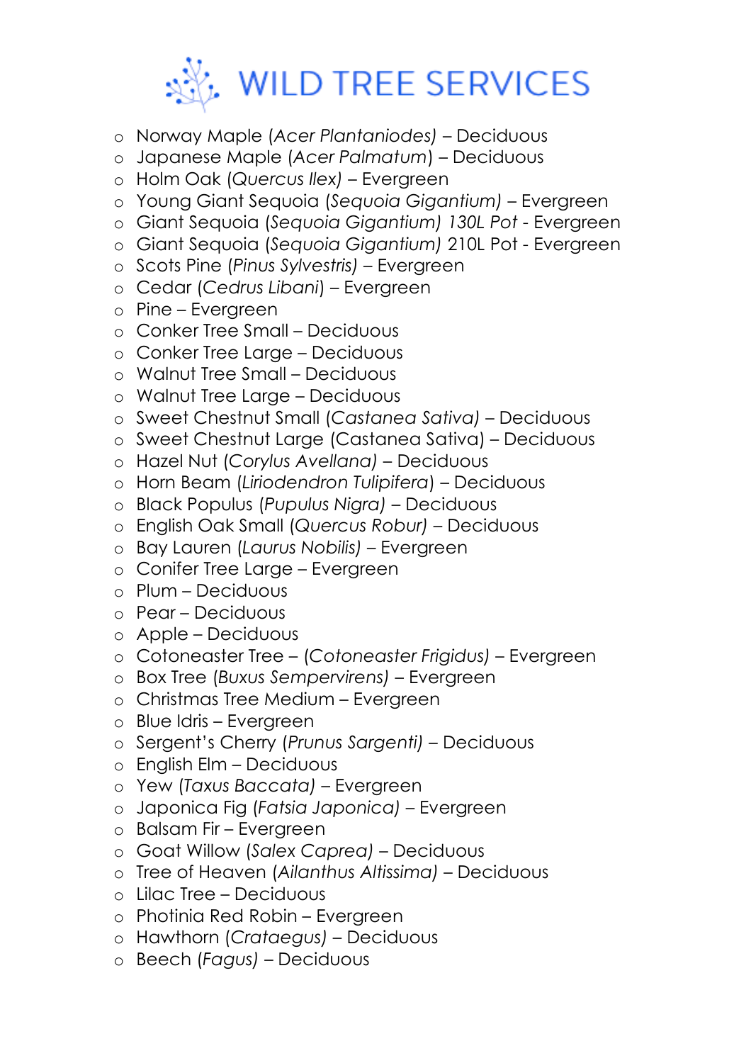- Norway Maple (*Acer Plantaniodes)* – Deciduous
- Japanese Maple (*Acer Palmatum*) – Deciduous
- Holm Oak (*Quercus Ilex)* – Evergreen
- Young Giant Sequoia (*Sequoia Gigantium)* – Evergreen
- Giant Sequoia (*Sequoia Gigantium) 130L Pot* - Evergreen
- Giant Sequoia (*Sequoia Gigantium)* 210L Pot - Evergreen
- Scots Pine (*Pinus Sylvestris)* – Evergreen
- Cedar (*Cedrus Libani*) – Evergreen
- Pine – Evergreen
- Conker Tree Small – Deciduous
- Conker Tree Large – Deciduous
- Walnut Tree Small – Deciduous
- Walnut Tree Large – Deciduous
- Sweet Chestnut Small (*Castanea Sativa)* – Deciduous
- Sweet Chestnut Large (Castanea Sativa) – Deciduous
- Hazel Nut (*Corylus Avellana)* – Deciduous
- Horn Beam (*Liriodendron Tulipifera*) – Deciduous
- Black Populus (*Pupulus Nigra)* – Deciduous
- English Oak Small (*Quercus Robur)* – Deciduous
- Bay Lauren (*Laurus Nobilis)* – Evergreen
- Conifer Tree Large – Evergreen
- Plum – Deciduous
- Pear – Deciduous
- Apple – Deciduous
- Cotoneaster Tree – (*Cotoneaster Frigidus)* – Evergreen
- Box Tree (*Buxus Sempervirens)* – Evergreen
- Christmas Tree Medium – Evergreen
- Blue Idris – Evergreen
- Sergent's Cherry (*Prunus Sargenti)* – Deciduous
- English Elm – Deciduous
- Yew (*Taxus Baccata)* – Evergreen
- Japonica Fig (*Fatsia Japonica)* – Evergreen
- Balsam Fir – Evergreen
- Goat Willow (*Salex Caprea)* – Deciduous
- Tree of Heaven (*Ailanthus Altissima)* – Deciduous
- Lilac Tree – Deciduous
- Photinia Red Robin – Evergreen
- Hawthorn (*Crataegus)* – Deciduous
- Beech (*Fagus)* – Deciduous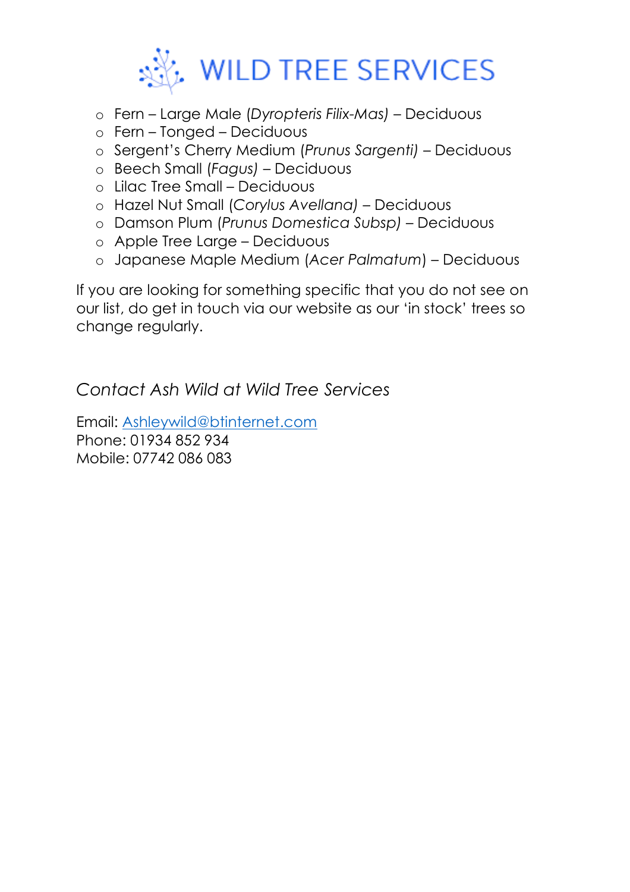- Fern – Large Male (*Dyropteris Filix-Mas)* – Deciduous
- Fern – Tonged – Deciduous
- Sergent's Cherry Medium (*Prunus Sargenti)* – Deciduous
- Beech Small (*Fagus)* – Deciduous
- Lilac Tree Small – Deciduous
- Hazel Nut Small (*Corylus Avellana)* – Deciduous
- Damson Plum (*Prunus Domestica Subsp)* – Deciduous
- Apple Tree Large – Deciduous
- Japanese Maple Medium (*Acer Palmatum*) – Deciduous

If you are looking for something specific that you do not see on our list, do get in touch via our website as our 'in stock' trees so change regularly.

*Contact Ash Wild at Wild Tree Services*

Email: Ashleywild@btinternet.com
Phone: 01934 852 934
Mobile: 07742 086 083